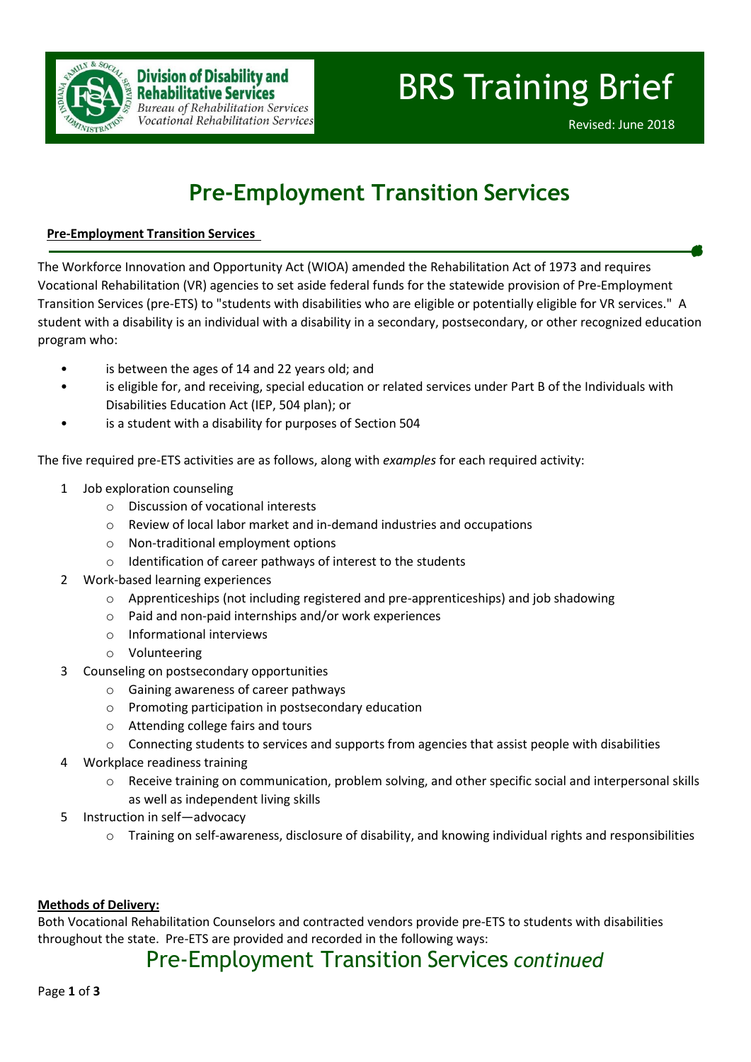Division of Disability and Rehabilitative Services
*Bureau of Rehabilitation Services*
*Vocational Rehabilitation Services*

# BRS Training Brief

Revised: June 2018

## Pre-Employment Transition Services

**Pre-Employment Transition Services**

The Workforce Innovation and Opportunity Act (WIOA) amended the Rehabilitation Act of 1973 and requires Vocational Rehabilitation (VR) agencies to set aside federal funds for the statewide provision of Pre-Employment Transition Services (pre-ETS) to "students with disabilities who are eligible or potentially eligible for VR services." A student with a disability is an individual with a disability in a secondary, postsecondary, or other recognized education program who:

- is between the ages of 14 and 22 years old; and
- is eligible for, and receiving, special education or related services under Part B of the Individuals with Disabilities Education Act (IEP, 504 plan); or
- is a student with a disability for purposes of Section 504

The five required pre-ETS activities are as follows, along with *examples* for each required activity:

1. Job exploration counseling
   - Discussion of vocational interests
   - Review of local labor market and in-demand industries and occupations
   - Non-traditional employment options
   - Identification of career pathways of interest to the students
2. Work-based learning experiences
   - Apprenticeships (not including registered and pre-apprenticeships) and job shadowing
   - Paid and non-paid internships and/or work experiences
   - Informational interviews
   - Volunteering
3. Counseling on postsecondary opportunities
   - Gaining awareness of career pathways
   - Promoting participation in postsecondary education
   - Attending college fairs and tours
   - Connecting students to services and supports from agencies that assist people with disabilities
4. Workplace readiness training
   - Receive training on communication, problem solving, and other specific social and interpersonal skills as well as independent living skills
5. Instruction in self—advocacy
   - Training on self-awareness, disclosure of disability, and knowing individual rights and responsibilities

**Methods of Delivery:**

Both Vocational Rehabilitation Counselors and contracted vendors provide pre-ETS to students with disabilities throughout the state. Pre-ETS are provided and recorded in the following ways:

## Pre-Employment Transition Services *continued*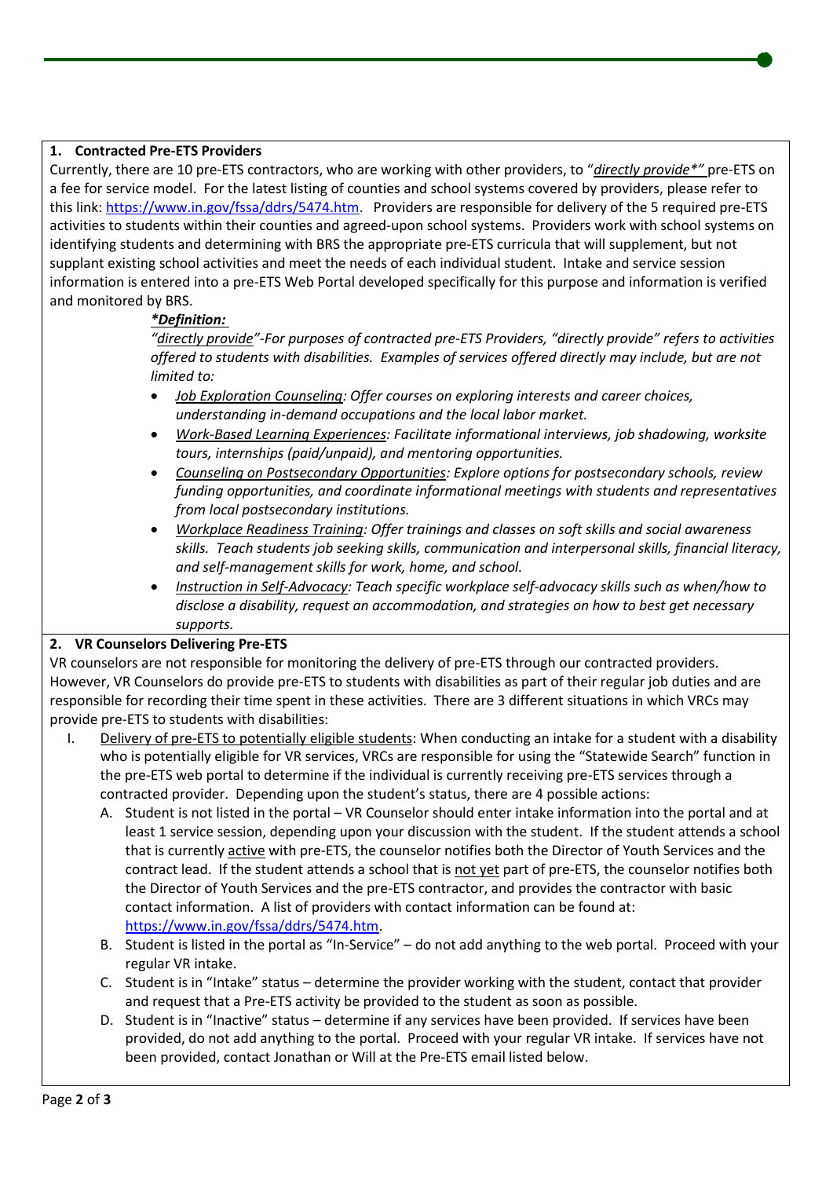### 1. Contracted Pre-ETS Providers

Currently, there are 10 pre-ETS contractors, who are working with other providers, to "*directly provide**" pre-ETS on a fee for service model. For the latest listing of counties and school systems covered by providers, please refer to this link: https://www.in.gov/fssa/ddrs/5474.htm. Providers are responsible for delivery of the 5 required pre-ETS activities to students within their counties and agreed-upon school systems. Providers work with school systems on identifying students and determining with BRS the appropriate pre-ETS curricula that will supplement, but not supplant existing school activities and meet the needs of each individual student. Intake and service session information is entered into a pre-ETS Web Portal developed specifically for this purpose and information is verified and monitored by BRS.

> ***Definition:***
>
> *"directly provide"-For purposes of contracted pre-ETS Providers, "directly provide" refers to activities offered to students with disabilities. Examples of services offered directly may include, but are not limited to:*
>
> - *Job Exploration Counseling: Offer courses on exploring interests and career choices, understanding in-demand occupations and the local labor market.*
> - *Work-Based Learning Experiences: Facilitate informational interviews, job shadowing, worksite tours, internships (paid/unpaid), and mentoring opportunities.*
> - *Counseling on Postsecondary Opportunities: Explore options for postsecondary schools, review funding opportunities, and coordinate informational meetings with students and representatives from local postsecondary institutions.*
> - *Workplace Readiness Training: Offer trainings and classes on soft skills and social awareness skills. Teach students job seeking skills, communication and interpersonal skills, financial literacy, and self-management skills for work, home, and school.*
> - *Instruction in Self-Advocacy: Teach specific workplace self-advocacy skills such as when/how to disclose a disability, request an accommodation, and strategies on how to best get necessary supports.*

### 2. VR Counselors Delivering Pre-ETS

VR counselors are not responsible for monitoring the delivery of pre-ETS through our contracted providers. However, VR Counselors do provide pre-ETS to students with disabilities as part of their regular job duties and are responsible for recording their time spent in these activities. There are 3 different situations in which VRCs may provide pre-ETS to students with disabilities:

I. Delivery of pre-ETS to potentially eligible students: When conducting an intake for a student with a disability who is potentially eligible for VR services, VRCs are responsible for using the "Statewide Search" function in the pre-ETS web portal to determine if the individual is currently receiving pre-ETS services through a contracted provider. Depending upon the student's status, there are 4 possible actions:

   A. Student is not listed in the portal – VR Counselor should enter intake information into the portal and at least 1 service session, depending upon your discussion with the student. If the student attends a school that is currently active with pre-ETS, the counselor notifies both the Director of Youth Services and the contract lead. If the student attends a school that is not yet part of pre-ETS, the counselor notifies both the Director of Youth Services and the pre-ETS contractor, and provides the contractor with basic contact information. A list of providers with contact information can be found at: https://www.in.gov/fssa/ddrs/5474.htm.

   B. Student is listed in the portal as "In-Service" – do not add anything to the web portal. Proceed with your regular VR intake.

   C. Student is in "Intake" status – determine the provider working with the student, contact that provider and request that a Pre-ETS activity be provided to the student as soon as possible.

   D. Student is in "Inactive" status – determine if any services have been provided. If services have been provided, do not add anything to the portal. Proceed with your regular VR intake. If services have not been provided, contact Jonathan or Will at the Pre-ETS email listed below.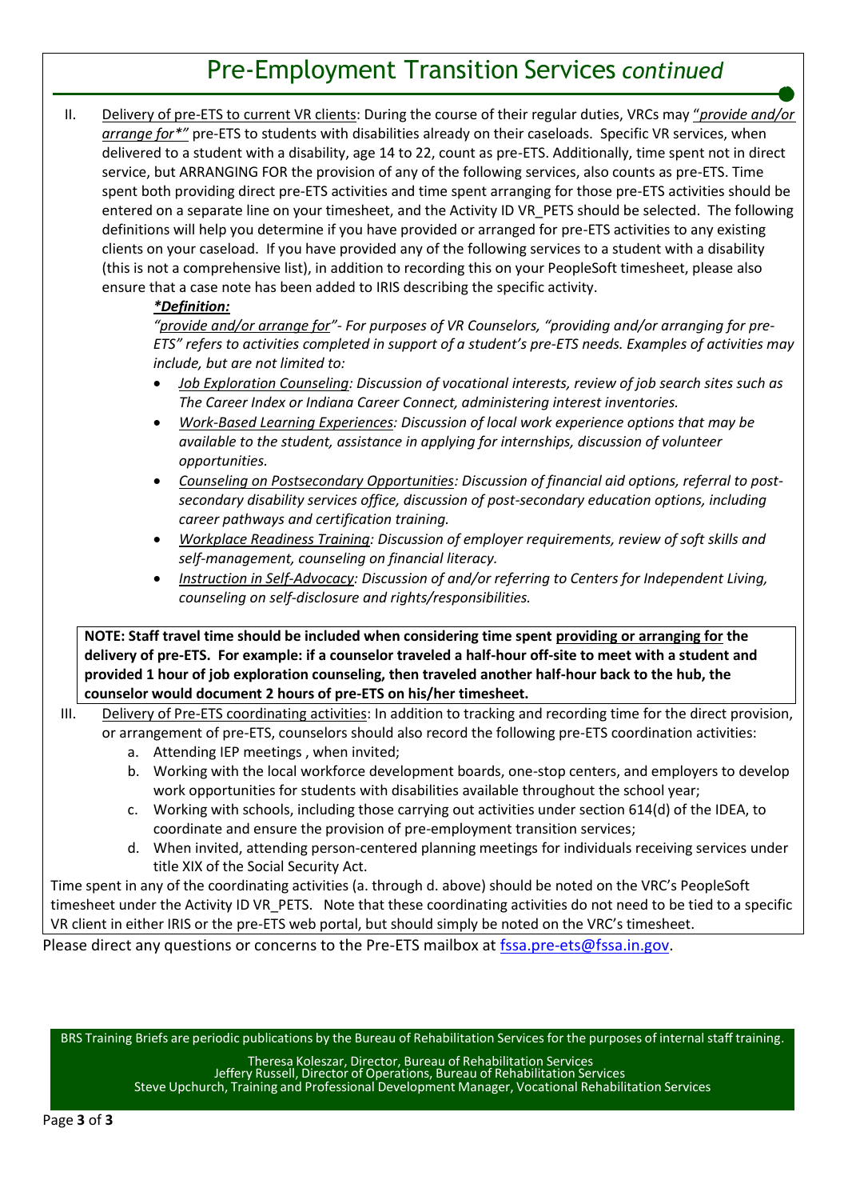# Pre-Employment Transition Services *continued*

II. Delivery of pre-ETS to current VR clients: During the course of their regular duties, VRCs may "*provide and/or arrange for\**" pre-ETS to students with disabilities already on their caseloads. Specific VR services, when delivered to a student with a disability, age 14 to 22, count as pre-ETS. Additionally, time spent not in direct service, but ARRANGING FOR the provision of any of the following services, also counts as pre-ETS. Time spent both providing direct pre-ETS activities and time spent arranging for those pre-ETS activities should be entered on a separate line on your timesheet, and the Activity ID VR_PETS should be selected. The following definitions will help you determine if you have provided or arranged for pre-ETS activities to any existing clients on your caseload. If you have provided any of the following services to a student with a disability (this is not a comprehensive list), in addition to recording this on your PeopleSoft timesheet, please also ensure that a case note has been added to IRIS describing the specific activity.

***\*Definition:***

*"provide and/or arrange for"- For purposes of VR Counselors, "providing and/or arranging for pre-ETS" refers to activities completed in support of a student's pre-ETS needs. Examples of activities may include, but are not limited to:*

- *Job Exploration Counseling: Discussion of vocational interests, review of job search sites such as The Career Index or Indiana Career Connect, administering interest inventories.*
- *Work-Based Learning Experiences: Discussion of local work experience options that may be available to the student, assistance in applying for internships, discussion of volunteer opportunities.*
- *Counseling on Postsecondary Opportunities: Discussion of financial aid options, referral to post-secondary disability services office, discussion of post-secondary education options, including career pathways and certification training.*
- *Workplace Readiness Training: Discussion of employer requirements, review of soft skills and self-management, counseling on financial literacy.*
- *Instruction in Self-Advocacy: Discussion of and/or referring to Centers for Independent Living, counseling on self-disclosure and rights/responsibilities.*

**NOTE: Staff travel time should be included when considering time spent providing or arranging for the delivery of pre-ETS. For example: if a counselor traveled a half-hour off-site to meet with a student and provided 1 hour of job exploration counseling, then traveled another half-hour back to the hub, the counselor would document 2 hours of pre-ETS on his/her timesheet.**

III. Delivery of Pre-ETS coordinating activities: In addition to tracking and recording time for the direct provision, or arrangement of pre-ETS, counselors should also record the following pre-ETS coordination activities:

a. Attending IEP meetings , when invited;
b. Working with the local workforce development boards, one-stop centers, and employers to develop work opportunities for students with disabilities available throughout the school year;
c. Working with schools, including those carrying out activities under section 614(d) of the IDEA, to coordinate and ensure the provision of pre-employment transition services;
d. When invited, attending person-centered planning meetings for individuals receiving services under title XIX of the Social Security Act.

Time spent in any of the coordinating activities (a. through d. above) should be noted on the VRC's PeopleSoft timesheet under the Activity ID VR_PETS. Note that these coordinating activities do not need to be tied to a specific VR client in either IRIS or the pre-ETS web portal, but should simply be noted on the VRC's timesheet.

Please direct any questions or concerns to the Pre-ETS mailbox at fssa.pre-ets@fssa.in.gov.

BRS Training Briefs are periodic publications by the Bureau of Rehabilitation Services for the purposes of internal staff training.

Theresa Koleszar, Director, Bureau of Rehabilitation Services
Jeffery Russell, Director of Operations, Bureau of Rehabilitation Services
Steve Upchurch, Training and Professional Development Manager, Vocational Rehabilitation Services